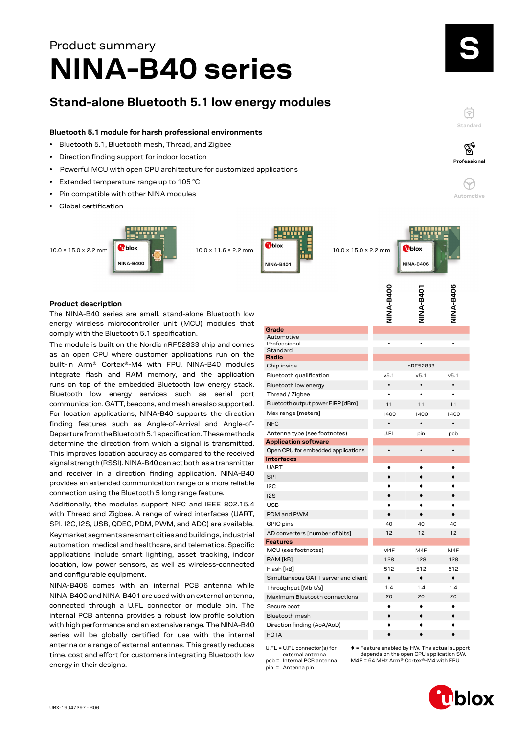Product summary

# NINA-B40 series

## Stand-alone Bluetooth 5.1 low energy modules

S

Standard

Professional

Automotive

### Bluetooth 5.1 module for harsh professional environments

- Bluetooth 5.1, Bluetooth mesh, Thread, and Zigbee
- Direction finding support for indoor location
- Powerful MCU with open CPU architecture for customized applications
- Extended temperature range up to 105 °C
- Pin compatible with other NINA modules
- Global certification

10.0 × 15.0 × 2.2 mm NINA-B400

10.0 × 11.6 × 2.2 mm NINA-B401

10.0 × 15.0 × 2.2 mm NINA-B406

### Product description

The NINA-B40 series are small, stand-alone Bluetooth low energy wireless microcontroller unit (MCU) modules that comply with the Bluetooth 5.1 specification.

The module is built on the Nordic nRF52833 chip and comes as an open CPU where customer applications run on the built-in Arm® Cortex®-M4 with FPU. NINA-B40 modules integrate flash and RAM memory, and the application runs on top of the embedded Bluetooth low energy stack. Bluetooth low energy services such as serial port communication, GATT, beacons, and mesh are also supported. For location applications, NINA-B40 supports the direction finding features such as Angle-of-Arrival and Angle-of-Departure from the Bluetooth 5.1 specification. These methods determine the direction from which a signal is transmitted. This improves location accuracy as compared to the received signal strength (RSSI). NINA-B40 can act both as a transmitter and receiver in a direction finding application. NINA-B40 provides an extended communication range or a more reliable connection using the Bluetooth 5 long range feature.

Additionally, the modules support NFC and IEEE 802.15.4 with Thread and Zigbee. A range of wired interfaces (UART, SPI, I2C, I2S, USB, QDEC, PDM, PWM, and ADC) are available.

Key market segments are smart cities and buildings, industrial automation, medical and healthcare, and telematics. Specific applications include smart lighting, asset tracking, indoor location, low power sensors, as well as wireless-connected and configurable equipment.

NINA-B406 comes with an internal PCB antenna while NINA-B400 and NINA-B401 are used with an external antenna, connected through a U.FL connector or module pin. The internal PCB antenna provides a robust low profile solution with high performance and an extensive range. The NINA-B40 series will be globally certified for use with the internal antenna or a range of external antennas. This greatly reduces time, cost and effort for customers integrating Bluetooth low energy in their designs.

| | NINA-B400 | NINA-B401 | NINA-B406 |
|---|---|---|---|
| **Grade** | | | |
| Automotive | | | |
| Professional | • | • | • |
| Standard | | | |
| **Radio** | | | |
| Chip inside | | nRF52833 | |
| Bluetooth qualification | v5.1 | v5.1 | v5.1 |
| Bluetooth low energy | • | • | • |
| Thread / Zigbee | • | • | • |
| Bluetooth output power EIRP [dBm] | 11 | 11 | 11 |
| Max range [meters] | 1400 | 1400 | 1400 |
| NFC | • | • | • |
| Antenna type (see footnotes) | U.FL | pin | pcb |
| **Application software** | | | |
| Open CPU for embedded applications | • | • | • |
| **Interfaces** | | | |
| UART | ♦ | ♦ | ♦ |
| SPI | ♦ | ♦ | ♦ |
| I2C | ♦ | ♦ | ♦ |
| I2S | ♦ | ♦ | ♦ |
| USB | ♦ | ♦ | ♦ |
| PDM and PWM | ♦ | ♦ | ♦ |
| GPIO pins | 40 | 40 | 40 |
| AD converters [number of bits] | 12 | 12 | 12 |
| **Features** | | | |
| MCU (see footnotes) | M4F | M4F | M4F |
| RAM [kB] | 128 | 128 | 128 |
| Flash [kB] | 512 | 512 | 512 |
| Simultaneous GATT server and client | ♦ | ♦ | ♦ |
| Throughput [Mbit/s] | 1.4 | 1.4 | 1.4 |
| Maximum Bluetooth connections | 20 | 20 | 20 |
| Secure boot | ♦ | ♦ | ♦ |
| Bluetooth mesh | ♦ | ♦ | ♦ |
| Direction finding (AoA/AoD) | ♦ | ♦ | ♦ |
| FOTA | ♦ | ♦ | ♦ |

U.FL = U.FL connector(s) for external antenna
pcb = Internal PCB antenna
pin = Antenna pin

♦ = Feature enabled by HW. The actual support depends on the open CPU application SW.
M4F = 64 MHz Arm® Cortex®-M4 with FPU

UBX-19047297 - R06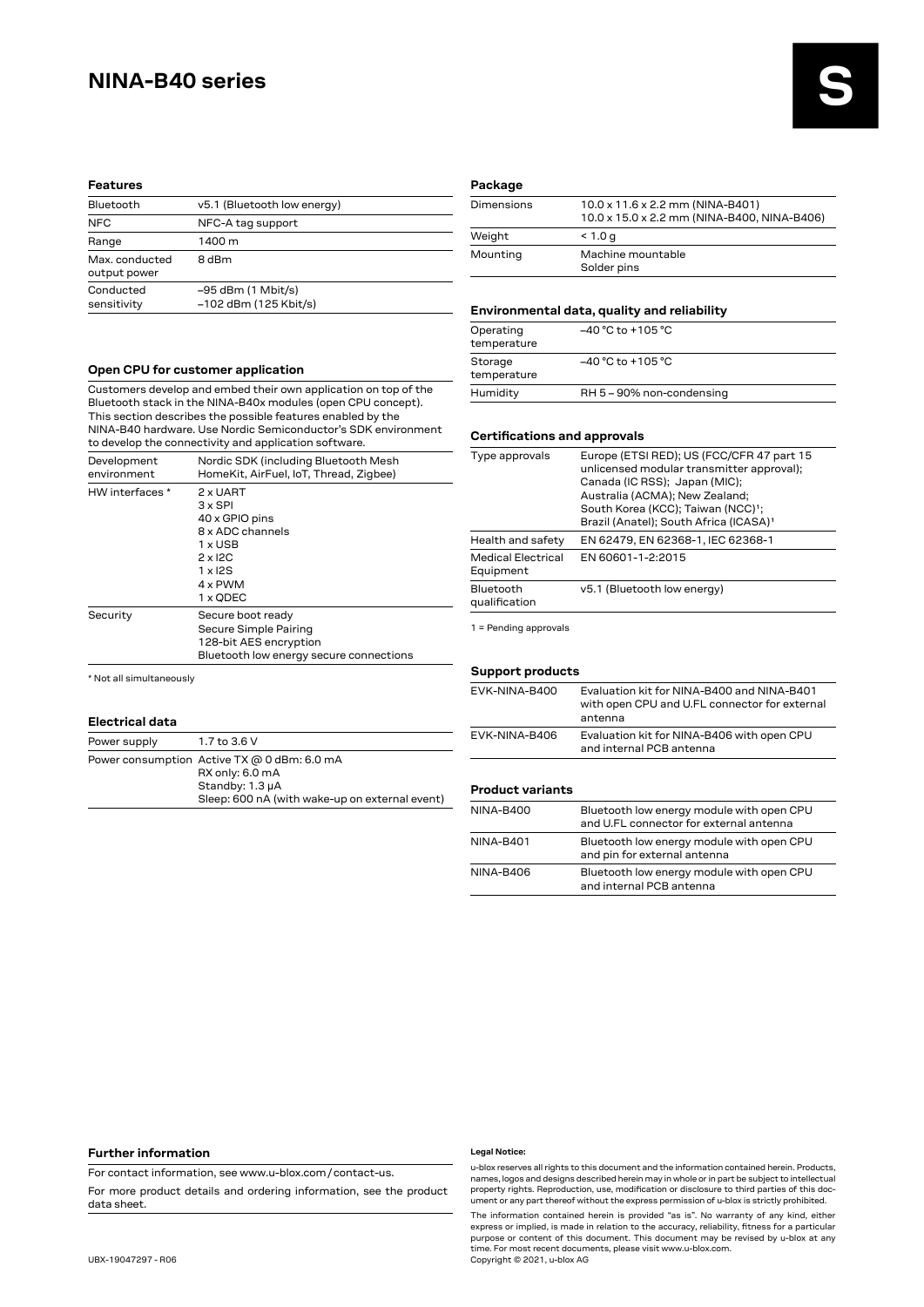# NINA-B40 series

S

### Features

| | |
|---|---|
| Bluetooth | v5.1 (Bluetooth low energy) |
| NFC | NFC-A tag support |
| Range | 1400 m |
| Max. conducted output power | 8 dBm |
| Conducted sensitivity | –95 dBm (1 Mbit/s)<br>–102 dBm (125 Kbit/s) |

### Open CPU for customer application

Customers develop and embed their own application on top of the Bluetooth stack in the NINA-B40x modules (open CPU concept). This section describes the possible features enabled by the NINA-B40 hardware. Use Nordic Semiconductor's SDK environment to develop the connectivity and application software.

| | |
|---|---|
| Development environment | Nordic SDK (including Bluetooth Mesh HomeKit, AirFuel, IoT, Thread, Zigbee) |
| HW interfaces * | 2 x UART<br>3 x SPI<br>40 x GPIO pins<br>8 x ADC channels<br>1 x USB<br>2 x I2C<br>1 x I2S<br>4 x PWM<br>1 x QDEC |
| Security | Secure boot ready<br>Secure Simple Pairing<br>128-bit AES encryption<br>Bluetooth low energy secure connections |

* Not all simultaneously

### Electrical data

| | |
|---|---|
| Power supply | 1.7 to 3.6 V |
| Power consumption | Active TX @ 0 dBm: 6.0 mA<br>RX only: 6.0 mA<br>Standby: 1.3 µA<br>Sleep: 600 nA (with wake-up on external event) |

### Package

| | |
|---|---|
| Dimensions | 10.0 x 11.6 x 2.2 mm (NINA-B401)<br>10.0 x 15.0 x 2.2 mm (NINA-B400, NINA-B406) |
| Weight | < 1.0 g |
| Mounting | Machine mountable<br>Solder pins |

### Environmental data, quality and reliability

| | |
|---|---|
| Operating temperature | –40 °C to +105 °C |
| Storage temperature | –40 °C to +105 °C |
| Humidity | RH 5 – 90% non-condensing |

### Certifications and approvals

| | |
|---|---|
| Type approvals | Europe (ETSI RED); US (FCC/CFR 47 part 15 unlicensed modular transmitter approval); Canada (IC RSS); Japan (MIC); Australia (ACMA); New Zealand; South Korea (KCC); Taiwan (NCC)[1]; Brazil (Anatel); South Africa (ICASA)[1] |
| Health and safety | EN 62479, EN 62368-1, IEC 62368-1 |
| Medical Electrical Equipment | EN 60601-1-2:2015 |
| Bluetooth qualification | v5.1 (Bluetooth low energy) |

1 = Pending approvals

### Support products

| | |
|---|---|
| EVK-NINA-B400 | Evaluation kit for NINA-B400 and NINA-B401 with open CPU and U.FL connector for external antenna |
| EVK-NINA-B406 | Evaluation kit for NINA-B406 with open CPU and internal PCB antenna |

### Product variants

| | |
|---|---|
| NINA-B400 | Bluetooth low energy module with open CPU and U.FL connector for external antenna |
| NINA-B401 | Bluetooth low energy module with open CPU and pin for external antenna |
| NINA-B406 | Bluetooth low energy module with open CPU and internal PCB antenna |

### Further information

For contact information, see www.u-blox.com / contact-us.

For more product details and ordering information, see the product data sheet.

**Legal Notice:**

u-blox reserves all rights to this document and the information contained herein. Products, names, logos and designs described herein may in whole or in part be subject to intellectual property rights. Reproduction, use, modification or disclosure to third parties of this document or any part thereof without the express permission of u-blox is strictly prohibited.

The information contained herein is provided "as is". No warranty of any kind, either express or implied, is made in relation to the accuracy, reliability, fitness for a particular purpose or content of this document. This document may be revised by u-blox at any time. For most recent documents, please visit www.u-blox.com.

Copyright © 2021, u-blox AG

UBX-19047297 - R06